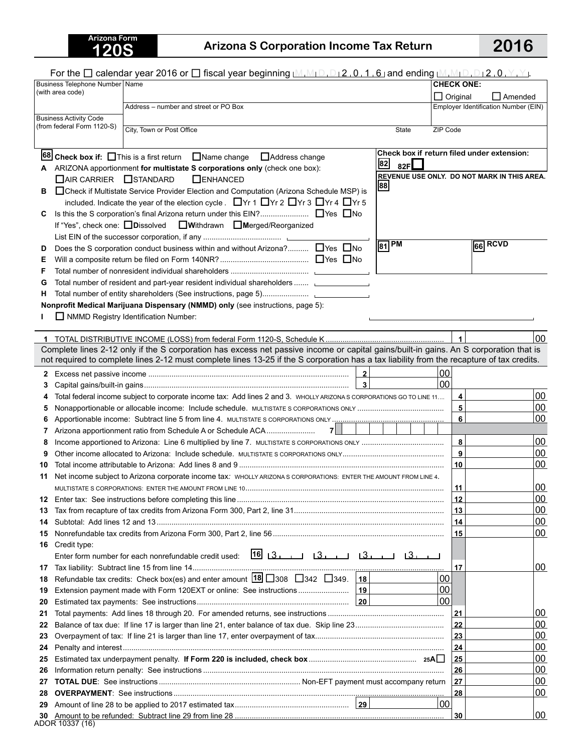**Arizona Form 120S**

# Arizona S Corporation Income Tax Return

**2016**

For the ☐ calendar year 2016 or ☐ fiscal year beginning M M D D 2 0 1 6 and ending M M D D 2 0 Y Y.

| Business Telephone Number (with area code) | Name | CHECK ONE: ☐ Original ☐ Amended |
|---|---|---|
| Business Activity Code (from federal Form 1120-S) | Address – number and street or PO Box | Employer Identification Number (EIN) |
| | City, Town or Post Office / State / ZIP Code | |

**68** **Check box if:** ☐ This is a first return ☐ Name change ☐ Address change

**Check box if return filed under extension:** **82** 82F ☐

**REVENUE USE ONLY. DO NOT MARK IN THIS AREA.** **88** **81** PM **66** RCVD

**A** ARIZONA apportionment **for multistate S corporations only** (check one box): ☐ AIR CARRIER ☐ STANDARD ☐ ENHANCED

**B** ☐ Check if Multistate Service Provider Election and Computation (Arizona Schedule MSP) is included. Indicate the year of the election cycle. ☐ Yr 1 ☐ Yr 2 ☐ Yr 3 ☐ Yr 4 ☐ Yr 5

**C** Is this the S corporation's final Arizona return under this EIN? ☐ Yes ☐ No
If "Yes", check one: ☐ **D**issolved ☐ **W**ithdrawn ☐ **M**erged/Reorganized
List EIN of the successor corporation, if any ____

**D** Does the S corporation conduct business within and without Arizona? ☐ Yes ☐ No

**E** Will a composite return be filed on Form 140NR? ☐ Yes ☐ No

**F** Total number of nonresident individual shareholders ____

**G** Total number of resident and part-year resident individual shareholders ____

**H** Total number of entity shareholders (See instructions, page 5) ____

**Nonprofit Medical Marijuana Dispensary (NMMD) only** (see instructions, page 5):

**I** ☐ NMMD Registry Identification Number: ____

| Line | Description | Box | Amount |
|---|---|---|---|
| 1 | TOTAL DISTRIBUTIVE INCOME (LOSS) from federal Form 1120-S, Schedule K | 1 | 00 |

Complete lines 2-12 only if the S corporation has excess net passive income or capital gains/built-in gains. An S corporation that is not required to complete lines 2-12 must complete lines 13-25 if the S corporation has a tax liability from the recapture of tax credits.

| Line | Description | Box | Amount |
|---|---|---|---|
| 2 | Excess net passive income | 2 | 00 |
| 3 | Capital gains/built-in gains | 3 | 00 |
| 4 | Total federal income subject to corporate income tax: Add lines 2 and 3. WHOLLY ARIZONA S CORPORATIONS GO TO LINE 11 | 4 | 00 |
| 5 | Nonapportionable or allocable income: Include schedule. MULTISTATE S CORPORATIONS ONLY | 5 | 00 |
| 6 | Apportionable income: Subtract line 5 from line 4. MULTISTATE S CORPORATIONS ONLY | 6 | 00 |
| 7 | Arizona apportionment ratio from Schedule A or Schedule ACA | 7 | |
| 8 | Income apportioned to Arizona: Line 6 multiplied by line 7. MULTISTATE S CORPORATIONS ONLY | 8 | 00 |
| 9 | Other income allocated to Arizona: Include schedule. MULTISTATE S CORPORATIONS ONLY | 9 | 00 |
| 10 | Total income attributable to Arizona: Add lines 8 and 9 | 10 | 00 |
| 11 | Net income subject to Arizona corporate income tax: WHOLLY ARIZONA S CORPORATIONS: ENTER THE AMOUNT FROM LINE 4. MULTISTATE S CORPORATIONS: ENTER THE AMOUNT FROM LINE 10 | 11 | 00 |
| 12 | Enter tax: See instructions before completing this line | 12 | 00 |
| 13 | Tax from recapture of tax credits from Arizona Form 300, Part 2, line 31 | 13 | 00 |
| 14 | Subtotal: Add lines 12 and 13 | 14 | 00 |
| 15 | Nonrefundable tax credits from Arizona Form 300, Part 2, line 56 | 15 | 00 |
| 16 | Credit type: Enter form number for each nonrefundable credit used: **16** 3___ 3___ 3___ 3___ | | |
| 17 | Tax liability: Subtract line 15 from line 14 | 17 | 00 |
| 18 | Refundable tax credits: Check box(es) and enter amount **18** ☐ 308 ☐ 342 ☐ 349. | 18 | 00 |
| 19 | Extension payment made with Form 120EXT or online: See instructions | 19 | 00 |
| 20 | Estimated tax payments: See instructions | 20 | 00 |
| 21 | Total payments: Add lines 18 through 20. For amended returns, see instructions | 21 | 00 |
| 22 | Balance of tax due: If line 17 is larger than line 21, enter balance of tax due. Skip line 23 | 22 | 00 |
| 23 | Overpayment of tax: If line 21 is larger than line 17, enter overpayment of tax | 23 | 00 |
| 24 | Penalty and interest | 24 | 00 |
| 25 | Estimated tax underpayment penalty. **If Form 220 is included, check box** 25A ☐ | 25 | 00 |
| 26 | Information return penalty: See instructions | 26 | 00 |
| 27 | **TOTAL DUE**: See instructions — Non-EFT payment must accompany return | 27 | 00 |
| 28 | **OVERPAYMENT**: See instructions | 28 | 00 |
| 29 | Amount of line 28 to be applied to 2017 estimated tax | 29 | 00 |
| 30 | Amount to be refunded: Subtract line 29 from line 28 | 30 | 00 |

ADOR 10337 (16)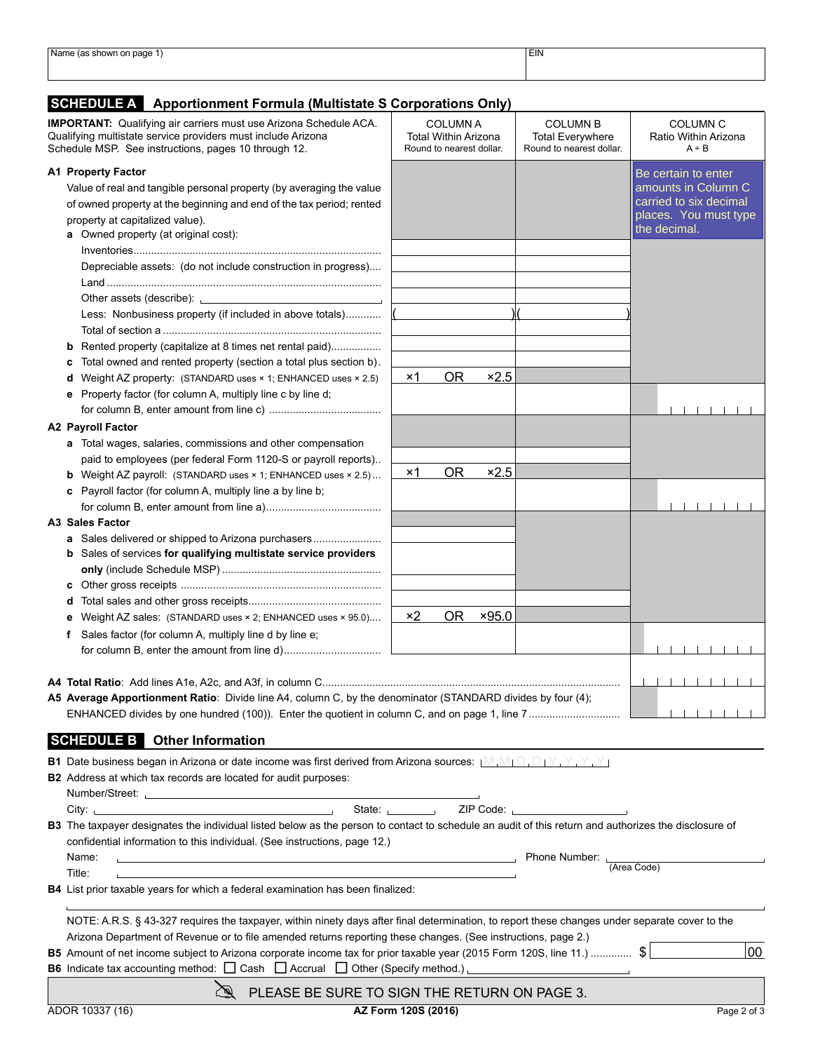| Name (as shown on page 1) | EIN |
|---|---|
| | |

## SCHEDULE A Apportionment Formula (Multistate S Corporations Only)

| **IMPORTANT:** Qualifying air carriers must use Arizona Schedule ACA. Qualifying multistate service providers must include Arizona Schedule MSP. See instructions, pages 10 through 12. | COLUMN A Total Within Arizona Round to nearest dollar. | COLUMN B Total Everywhere Round to nearest dollar. | COLUMN C Ratio Within Arizona A ÷ B |
|---|---|---|---|
| **A1 Property Factor** Value of real and tangible personal property (by averaging the value of owned property at the beginning and end of the tax period; rented property at capitalized value). | | | Be certain to enter amounts in Column C carried to six decimal places. You must type the decimal. |
| **a** Owned property (at original cost): | | | |
| Inventories | | | |
| Depreciable assets: (do not include construction in progress) | | | |
| Land | | | |
| Other assets (describe): | | | |
| Less: Nonbusiness property (if included in above totals) | ( ) | ( ) | |
| Total of section a | | | |
| **b** Rented property (capitalize at 8 times net rental paid) | | | |
| **c** Total owned and rented property (section a total plus section b) | | | |
| **d** Weight AZ property: (STANDARD uses × 1; ENHANCED uses × 2.5) | ×1 OR ×2.5 | | |
| **e** Property factor (for column A, multiply line c by line d; for column B, enter amount from line c) | | | |
| **A2 Payroll Factor** | | | |
| **a** Total wages, salaries, commissions and other compensation paid to employees (per federal Form 1120-S or payroll reports) | | | |
| **b** Weight AZ payroll: (STANDARD uses × 1; ENHANCED uses × 2.5) | ×1 OR ×2.5 | | |
| **c** Payroll factor (for column A, multiply line a by line b; for column B, enter amount from line a) | | | |
| **A3 Sales Factor** | | | |
| **a** Sales delivered or shipped to Arizona purchasers | | | |
| **b** Sales of services **for qualifying multistate service providers only** (include Schedule MSP) | | | |
| **c** Other gross receipts | | | |
| **d** Total sales and other gross receipts | | | |
| **e** Weight AZ sales: (STANDARD uses × 2; ENHANCED uses × 95.0) | ×2 OR ×95.0 | | |
| **f** Sales factor (for column A, multiply line d by line e; for column B, enter the amount from line d) | | | |

**A4 Total Ratio**: Add lines A1e, A2c, and A3f, in column C

**A5 Average Apportionment Ratio**: Divide line A4, column C, by the denominator (STANDARD divides by four (4); ENHANCED divides by one hundred (100)). Enter the quotient in column C, and on page 1, line 7

## SCHEDULE B Other Information

**B1** Date business began in Arizona or date income was first derived from Arizona sources: M M D D Y Y Y Y

**B2** Address at which tax records are located for audit purposes:

Number/Street: ______________________

City: ______________ State: ______ ZIP Code: ______________

**B3** The taxpayer designates the individual listed below as the person to contact to schedule an audit of this return and authorizes the disclosure of confidential information to this individual. (See instructions, page 12.)

Name: ______________________ Phone Number: ______________ (Area Code)

Title: ______________________

**B4** List prior taxable years for which a federal examination has been finalized:

______________________

NOTE: A.R.S. § 43-327 requires the taxpayer, within ninety days after final determination, to report these changes under separate cover to the Arizona Department of Revenue or to file amended returns reporting these changes. (See instructions, page 2.)

**B5** Amount of net income subject to Arizona corporate income tax for prior taxable year (2015 Form 120S, line 11.) $ ______ 00

**B6** Indicate tax accounting method: ☐ Cash ☐ Accrual ☐ Other (Specify method.) ______________

PLEASE BE SURE TO SIGN THE RETURN ON PAGE 3.

ADOR 10337 (16) AZ Form 120S (2016)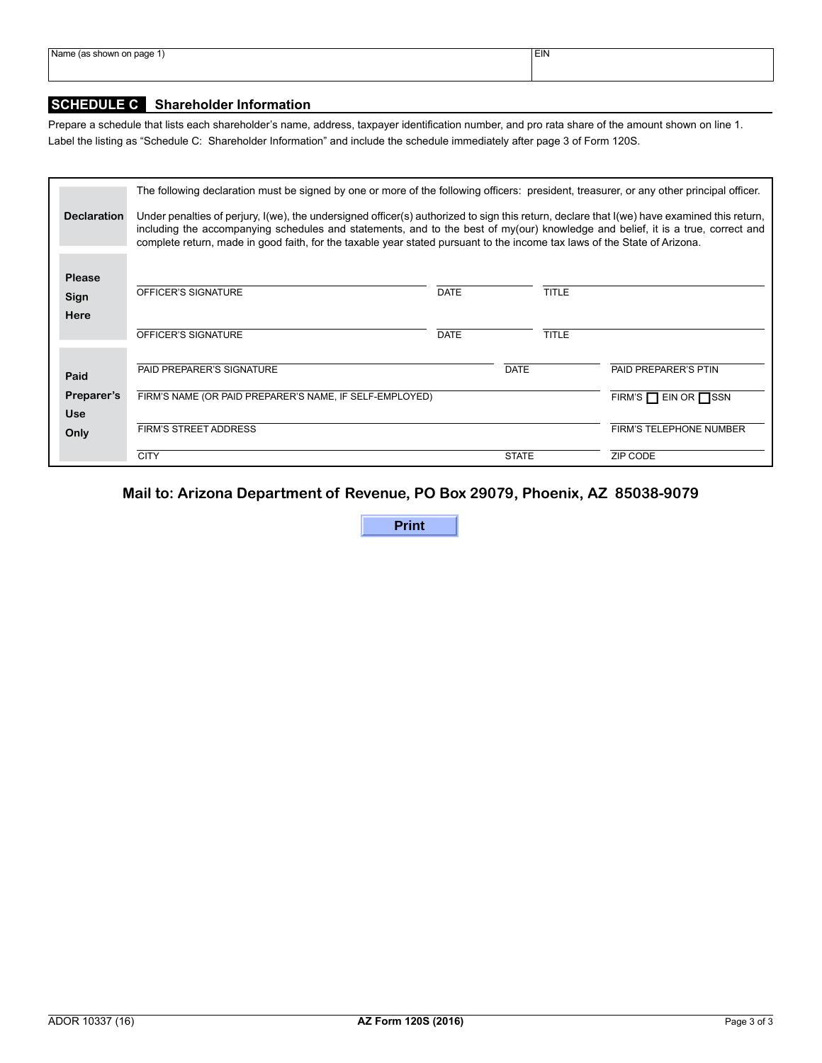| Name (as shown on page 1) | EIN |
|---|---|
| | |

## SCHEDULE C Shareholder Information

Prepare a schedule that lists each shareholder's name, address, taxpayer identification number, and pro rata share of the amount shown on line 1. Label the listing as "Schedule C: Shareholder Information" and include the schedule immediately after page 3 of Form 120S.

| | | | |
|---|---|---|---|
| **Declaration** | The following declaration must be signed by one or more of the following officers: president, treasurer, or any other principal officer.<br><br>Under penalties of perjury, I(we), the undersigned officer(s) authorized to sign this return, declare that I(we) have examined this return, including the accompanying schedules and statements, and to the best of my(our) knowledge and belief, it is a true, correct and complete return, made in good faith, for the taxable year stated pursuant to the income tax laws of the State of Arizona. | | |
| **Please Sign Here** | OFFICER'S SIGNATURE | DATE | TITLE |
| | OFFICER'S SIGNATURE | DATE | TITLE |
| **Paid Preparer's Use Only** | PAID PREPARER'S SIGNATURE | DATE | PAID PREPARER'S PTIN |
| | FIRM'S NAME (OR PAID PREPARER'S NAME, IF SELF-EMPLOYED) | | FIRM'S ☐ EIN OR ☐ SSN |
| | FIRM'S STREET ADDRESS | | FIRM'S TELEPHONE NUMBER |
| | CITY | STATE | ZIP CODE |

**Mail to: Arizona Department of Revenue, PO Box 29079, Phoenix, AZ 85038-9079**

Print

ADOR 10337 (16) **AZ Form 120S (2016)**